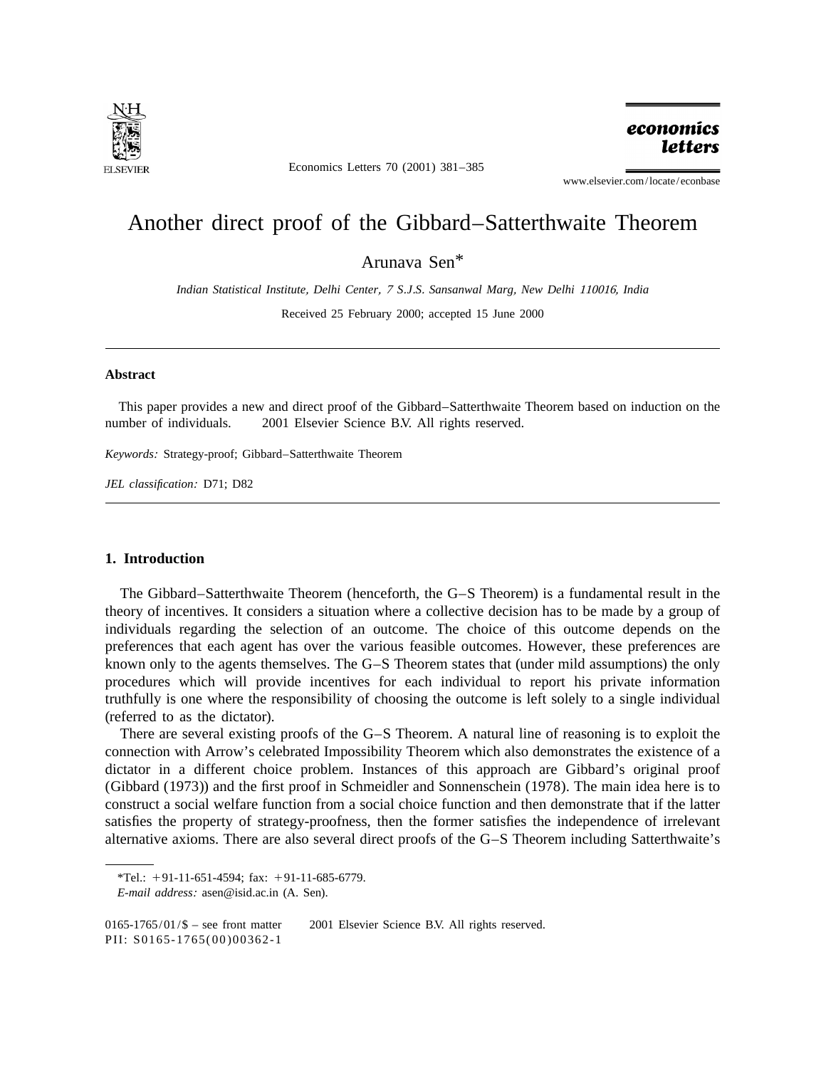# Another direct proof of the Gibbard–Satterthwaite Theorem

Arunava Sen*

*Indian Statistical Institute, Delhi Center, 7 S.J.S. Sansanwal Marg, New Delhi 110016, India*

Received 25 February 2000; accepted 15 June 2000

---

## Abstract

This paper provides a new and direct proof of the Gibbard–Satterthwaite Theorem based on induction on the number of individuals. © 2001 Elsevier Science B.V. All rights reserved.

*Keywords:* Strategy-proof; Gibbard–Satterthwaite Theorem

*JEL classification:* D71; D82

---

## 1. Introduction

The Gibbard–Satterthwaite Theorem (henceforth, the G–S Theorem) is a fundamental result in the theory of incentives. It considers a situation where a collective decision has to be made by a group of individuals regarding the selection of an outcome. The choice of this outcome depends on the preferences that each agent has over the various feasible outcomes. However, these preferences are known only to the agents themselves. The G–S Theorem states that (under mild assumptions) the only procedures which will provide incentives for each individual to report his private information truthfully is one where the responsibility of choosing the outcome is left solely to a single individual (referred to as the dictator).

There are several existing proofs of the G–S Theorem. A natural line of reasoning is to exploit the connection with Arrow's celebrated Impossibility Theorem which also demonstrates the existence of a dictator in a different choice problem. Instances of this approach are Gibbard's original proof (Gibbard (1973)) and the first proof in Schmeidler and Sonnenschein (1978). The main idea here is to construct a social welfare function from a social choice function and then demonstrate that if the latter satisfies the property of strategy-proofness, then the former satisfies the independence of irrelevant alternative axioms. There are also several direct proofs of the G–S Theorem including Satterthwaite's

---

*Tel.: +91-11-651-4594; fax: +91-11-685-6779.
*E-mail address:* asen@isid.ac.in (A. Sen).

0165-1765/01/$ – see front matter © 2001 Elsevier Science B.V. All rights reserved.
PII: S0165-1765(00)00362-1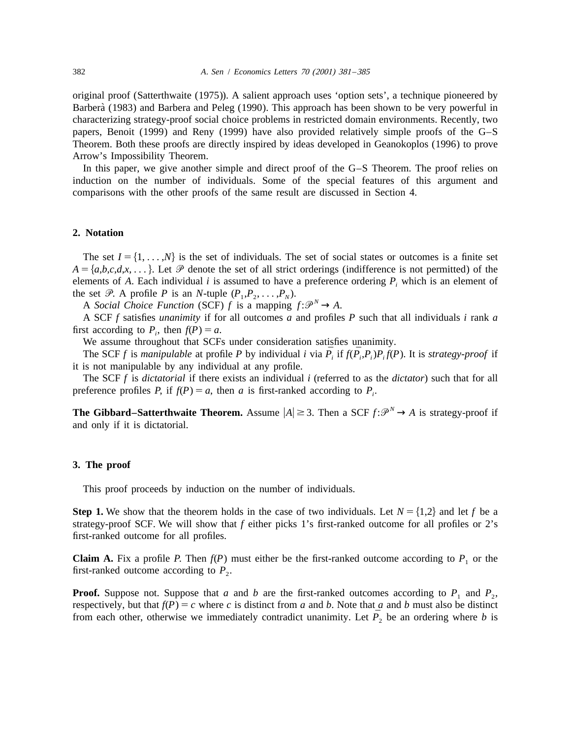original proof (Satterthwaite (1975)). A salient approach uses 'option sets', a technique pioneered by Barberà (1983) and Barbera and Peleg (1990). This approach has been shown to be very powerful in characterizing strategy-proof social choice problems in restricted domain environments. Recently, two papers, Benoit (1999) and Reny (1999) have also provided relatively simple proofs of the G–S Theorem. Both these proofs are directly inspired by ideas developed in Geanokoplos (1996) to prove Arrow's Impossibility Theorem.

In this paper, we give another simple and direct proof of the G–S Theorem. The proof relies on induction on the number of individuals. Some of the special features of this argument and comparisons with the other proofs of the same result are discussed in Section 4.

## 2. Notation

The set $I = \{1, \ldots, N\}$ is the set of individuals. The set of social states or outcomes is a finite set $A = \{a,b,c,d,x, \ldots\}$. Let $\mathscr{P}$ denote the set of all strict orderings (indifference is not permitted) of the elements of $A$. Each individual $i$ is assumed to have a preference ordering $P_i$ which is an element of the set $\mathscr{P}$. A profile $P$ is an $N$-tuple $(P_1, P_2, \ldots, P_N)$.

A *Social Choice Function* (SCF) $f$ is a mapping $f:\mathscr{P}^N \to A$.

A SCF $f$ satisfies *unanimity* if for all outcomes $a$ and profiles $P$ such that all individuals $i$ rank $a$ first according to $P_i$, then $f(P) = a$.

We assume throughout that SCFs under consideration satisfies unanimity.

The SCF $f$ is *manipulable* at profile $P$ by individual $i$ via $\bar{P}_i$ if $f(\bar{P}_i, P_{-i}) P_i f(P)$. It is *strategy-proof* if it is not manipulable by any individual at any profile.

The SCF $f$ is *dictatorial* if there exists an individual $i$ (referred to as the *dictator*) such that for all preference profiles $P$, if $f(P) = a$, then $a$ is first-ranked according to $P_i$.

**The Gibbard–Satterthwaite Theorem.** Assume $|A| \geq 3$. Then a SCF $f:\mathscr{P}^N \to A$ is strategy-proof if and only if it is dictatorial.

## 3. The proof

This proof proceeds by induction on the number of individuals.

**Step 1.** We show that the theorem holds in the case of two individuals. Let $N = \{1,2\}$ and let $f$ be a strategy-proof SCF. We will show that $f$ either picks 1's first-ranked outcome for all profiles or 2's first-ranked outcome for all profiles.

**Claim A.** Fix a profile $P$. Then $f(P)$ must either be the first-ranked outcome according to $P_1$ or the first-ranked outcome according to $P_2$.

**Proof.** Suppose not. Suppose that $a$ and $b$ are the first-ranked outcomes according to $P_1$ and $P_2$, respectively, but that $f(P) = c$ where $c$ is distinct from $a$ and $b$. Note that $a$ and $b$ must also be distinct from each other, otherwise we immediately contradict unanimity. Let $\bar{P}_2$ be an ordering where $b$ is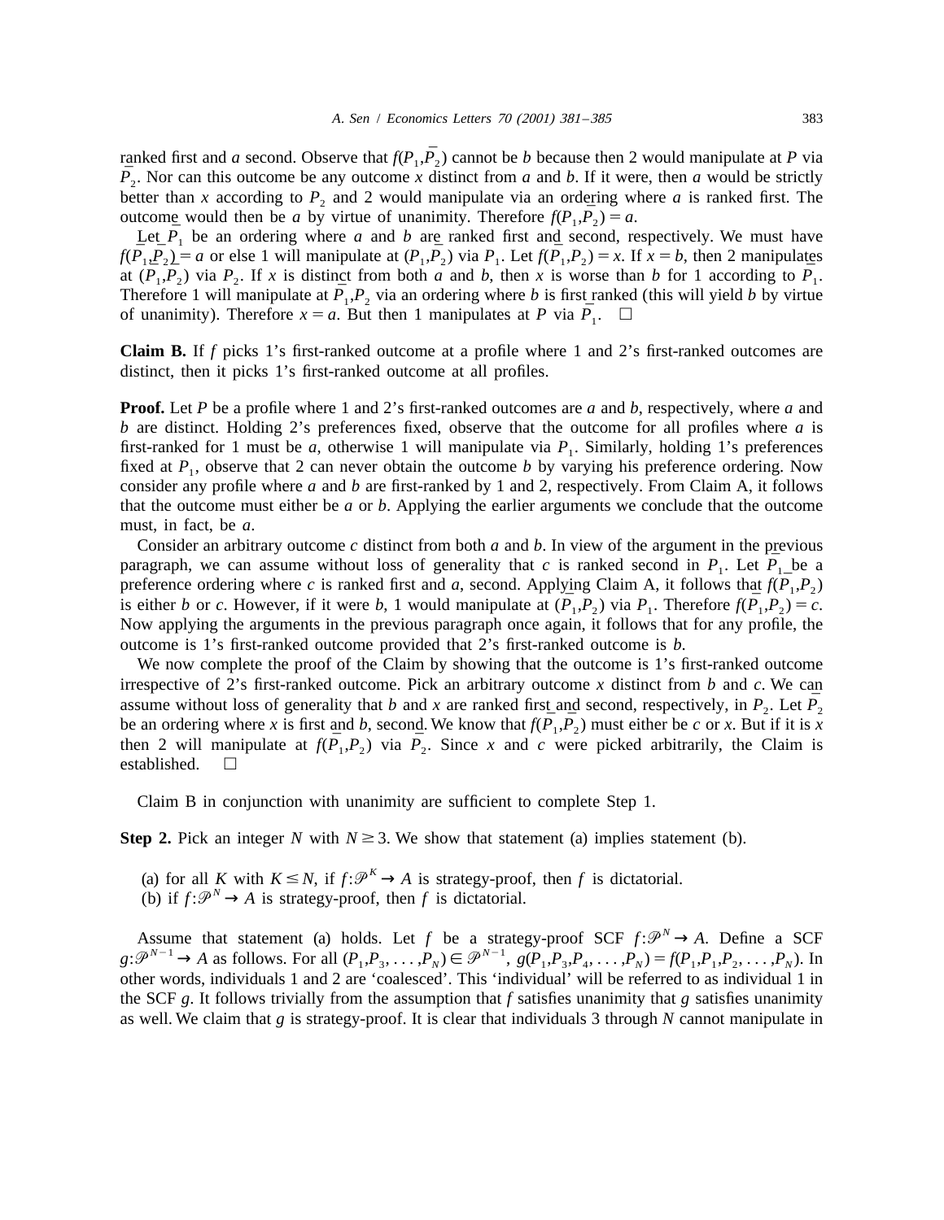ranked first and $a$ second. Observe that $f(P_1,\bar{P}_2)$ cannot be $b$ because then 2 would manipulate at $P$ via $\bar{P}_2$. Nor can this outcome be any outcome $x$ distinct from $a$ and $b$. If it were, then $a$ would be strictly better than $x$ according to $P_2$ and 2 would manipulate via an ordering where $a$ is ranked first. The outcome would then be $a$ by virtue of unanimity. Therefore $f(P_1,\bar{P}_2) = a$.

Let $\bar{P}_1$ be an ordering where $a$ and $b$ are ranked first and second, respectively. We must have $f(\bar{P}_1,\bar{P}_2) = a$ or else 1 will manipulate at $(P_1,\bar{P}_2)$ via $P_1$. Let $f(\bar{P}_1,P_2) = x$. If $x = b$, then 2 manipulates at $(\bar{P}_1,P_2)$ via $\bar{P}_2$. If $x$ is distinct from both $a$ and $b$, then $x$ is worse than $b$ for 1 according to $\bar{P}_1$. Therefore 1 will manipulate at $\bar{P}_1,P_2$ via an ordering where $b$ is first ranked (this will yield $b$ by virtue of unanimity). Therefore $x = a$. But then 1 manipulates at $P$ via $\bar{P}_1$. $\square$

**Claim B.** If $f$ picks 1's first-ranked outcome at a profile where 1 and 2's first-ranked outcomes are distinct, then it picks 1's first-ranked outcome at all profiles.

**Proof.** Let $P$ be a profile where 1 and 2's first-ranked outcomes are $a$ and $b$, respectively, where $a$ and $b$ are distinct. Holding 2's preferences fixed, observe that the outcome for all profiles where $a$ is first-ranked for 1 must be $a$, otherwise 1 will manipulate via $P_1$. Similarly, holding 1's preferences fixed at $P_1$, observe that 2 can never obtain the outcome $b$ by varying his preference ordering. Now consider any profile where $a$ and $b$ are first-ranked by 1 and 2, respectively. From Claim A, it follows that the outcome must either be $a$ or $b$. Applying the earlier arguments we conclude that the outcome must, in fact, be $a$.

Consider an arbitrary outcome $c$ distinct from both $a$ and $b$. In view of the argument in the previous paragraph, we can assume without loss of generality that $c$ is ranked second in $P_1$. Let $\bar{P}_1$ be a preference ordering where $c$ is ranked first and $a$, second. Applying Claim A, it follows that $f(\bar{P}_1,P_2)$ is either $b$ or $c$. However, if it were $b$, 1 would manipulate at $(\bar{P}_1,P_2)$ via $P_1$. Therefore $f(\bar{P}_1,P_2) = c$. Now applying the arguments in the previous paragraph once again, it follows that for any profile, the outcome is 1's first-ranked outcome provided that 2's first-ranked outcome is $b$.

We now complete the proof of the Claim by showing that the outcome is 1's first-ranked outcome irrespective of 2's first-ranked outcome. Pick an arbitrary outcome $x$ distinct from $b$ and $c$. We can assume without loss of generality that $b$ and $x$ are ranked first and second, respectively, in $P_2$. Let $\bar{P}_2$ be an ordering where $x$ is first and $b$, second. We know that $f(\bar{P}_1,\bar{P}_2)$ must either be $c$ or $x$. But if it is $x$ then 2 will manipulate at $f(\bar{P}_1,P_2)$ via $\bar{P}_2$. Since $x$ and $c$ were picked arbitrarily, the Claim is established. $\square$

Claim B in conjunction with unanimity are sufficient to complete Step 1.

**Step 2.** Pick an integer $N$ with $N \geq 3$. We show that statement (a) implies statement (b).

(a) for all $K$ with $K \leq N$, if $f:\mathscr{P}^K \to A$ is strategy-proof, then $f$ is dictatorial.
(b) if $f:\mathscr{P}^N \to A$ is strategy-proof, then $f$ is dictatorial.

Assume that statement (a) holds. Let $f$ be a strategy-proof SCF $f:\mathscr{P}^N \to A$. Define a SCF $g:\mathscr{P}^{N-1} \to A$ as follows. For all $(P_1,P_3,\ldots,P_N) \in \mathscr{P}^{N-1}$, $g(P_1,P_3,P_4,\ldots,P_N) = f(P_1,P_1,P_2,\ldots,P_N)$. In other words, individuals 1 and 2 are 'coalesced'. This 'individual' will be referred to as individual 1 in the SCF $g$. It follows trivially from the assumption that $f$ satisfies unanimity that $g$ satisfies unanimity as well. We claim that $g$ is strategy-proof. It is clear that individuals 3 through $N$ cannot manipulate in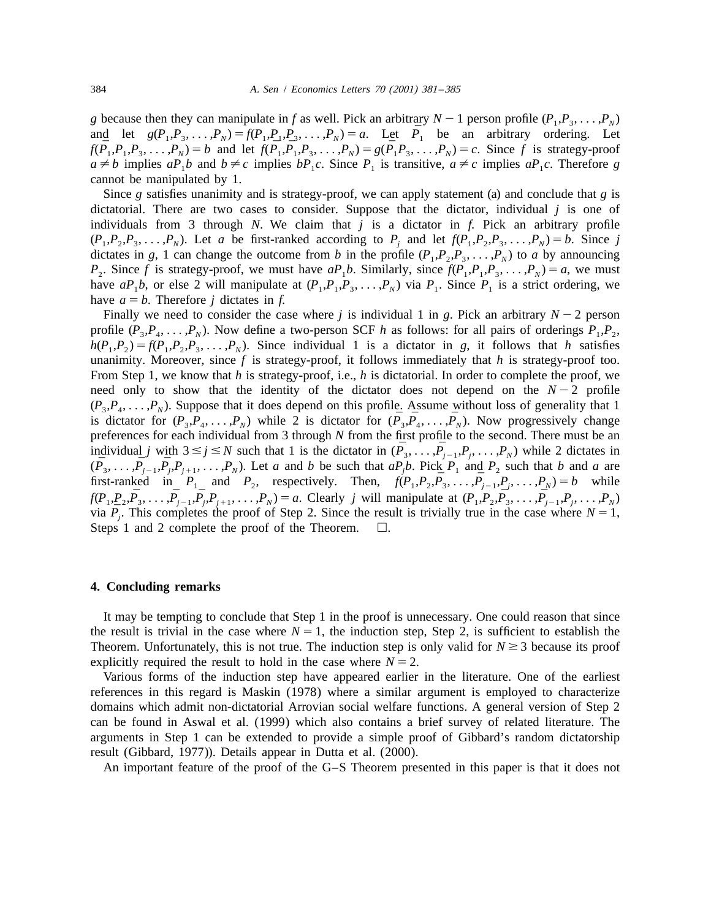$g$ because then they can manipulate in $f$ as well. Pick an arbitrary $N-1$ person profile $(P_1,P_3,\ldots,P_N)$ and let $g(P_1,P_3,\ldots,P_N)=f(P_1,P_1,P_3,\ldots,P_N)=a$. Let $\bar{P}_1$ be an arbitrary ordering. Let $f(\bar{P}_1,P_1,P_3,\ldots,P_N)=b$ and let $f(\bar{P}_1,\bar{P}_1,P_3,\ldots,P_N)=g(\bar{P}_1,P_3,\ldots,P_N)=c$. Since $f$ is strategy-proof $a\neq b$ implies $aP_1b$ and $b\neq c$ implies $bP_1c$. Since $P_1$ is transitive, $a\neq c$ implies $aP_1c$. Therefore $g$ cannot be manipulated by 1.

Since $g$ satisfies unanimity and is strategy-proof, we can apply statement (a) and conclude that $g$ is dictatorial. There are two cases to consider. Suppose that the dictator, individual $j$ is one of individuals from 3 through $N$. We claim that $j$ is a dictator in $f$. Pick an arbitrary profile $(P_1,P_2,P_3,\ldots,P_N)$. Let $a$ be first-ranked according to $P_j$ and let $f(P_1,P_2,P_3,\ldots,P_N)=b$. Since $j$ dictates in $g$, 1 can change the outcome from $b$ in the profile $(P_1,P_2,P_3,\ldots,P_N)$ to $a$ by announcing $P_2$. Since $f$ is strategy-proof, we must have $aP_1b$. Similarly, since $f(P_1,P_1,P_3,\ldots,P_N)=a$, we must have $aP_1b$, or else 2 will manipulate at $(P_1,P_1,P_3,\ldots,P_N)$ via $P_1$. Since $P_1$ is a strict ordering, we have $a=b$. Therefore $j$ dictates in $f$.

Finally we need to consider the case where $j$ is individual 1 in $g$. Pick an arbitrary $N-2$ person profile $(P_3,P_4,\ldots,P_N)$. Now define a two-person SCF $h$ as follows: for all pairs of orderings $P_1,P_2$, $h(P_1,P_2)=f(P_1,P_2,P_3,\ldots,P_N)$. Since individual 1 is a dictator in $g$, it follows that $h$ satisfies unanimity. Moreover, since $f$ is strategy-proof, it follows immediately that $h$ is strategy-proof too. From Step 1, we know that $h$ is strategy-proof, i.e., $h$ is dictatorial. In order to complete the proof, we need only to show that the identity of the dictator does not depend on the $N-2$ profile $(P_3,P_4,\ldots,P_N)$. Suppose that it does depend on this profile. Assume without loss of generality that 1 is dictator for $(P_3,P_4,\ldots,P_N)$ while 2 is dictator for $(\bar{P}_3,\bar{P}_4,\ldots,\bar{P}_N)$. Now progressively change preferences for each individual from 3 through $N$ from the first profile to the second. There must be an individual $j$ with $3\leq j\leq N$ such that 1 is the dictator in $(\bar{P}_3,\ldots,\bar{P}_{j-1},P_j,\ldots,P_N)$ while 2 dictates in $(\bar{P}_3,\ldots,\bar{P}_{j-1},\bar{P}_j,P_{j+1},\ldots,P_N)$. Let $a$ and $b$ be such that $a\bar{P}_jb$. Pick $\underline{P}_1$ and $\underline{P}_2$ such that $b$ and $a$ are first-ranked in $\underline{P}_1$ and $\underline{P}_2$, respectively. Then, $f(\underline{P}_1,\underline{P}_2,\bar{P}_3,\ldots,\bar{P}_{j-1},P_j,\ldots,P_N)=b$ while $f(\underline{P}_1,\underline{P}_2,\bar{P}_3,\ldots,\bar{P}_{j-1},\bar{P}_j,P_{j+1},\ldots,P_N)=a$. Clearly $j$ will manipulate at $(\underline{P}_1,\underline{P}_2,\bar{P}_3,\ldots,\bar{P}_{j-1},P_j,\ldots,P_N)$ via $\bar{P}_j$. This completes the proof of Step 2. Since the result is trivially true in the case where $N=1$, Steps 1 and 2 complete the proof of the Theorem. $\square$.

## 4. Concluding remarks

It may be tempting to conclude that Step 1 in the proof is unnecessary. One could reason that since the result is trivial in the case where $N=1$, the induction step, Step 2, is sufficient to establish the Theorem. Unfortunately, this is not true. The induction step is only valid for $N\geq 3$ because its proof explicitly required the result to hold in the case where $N=2$.

Various forms of the induction step have appeared earlier in the literature. One of the earliest references in this regard is Maskin (1978) where a similar argument is employed to characterize domains which admit non-dictatorial Arrovian social welfare functions. A general version of Step 2 can be found in Aswal et al. (1999) which also contains a brief survey of related literature. The arguments in Step 1 can be extended to provide a simple proof of Gibbard's random dictatorship result (Gibbard, 1977)). Details appear in Dutta et al. (2000).

An important feature of the proof of the G–S Theorem presented in this paper is that it does not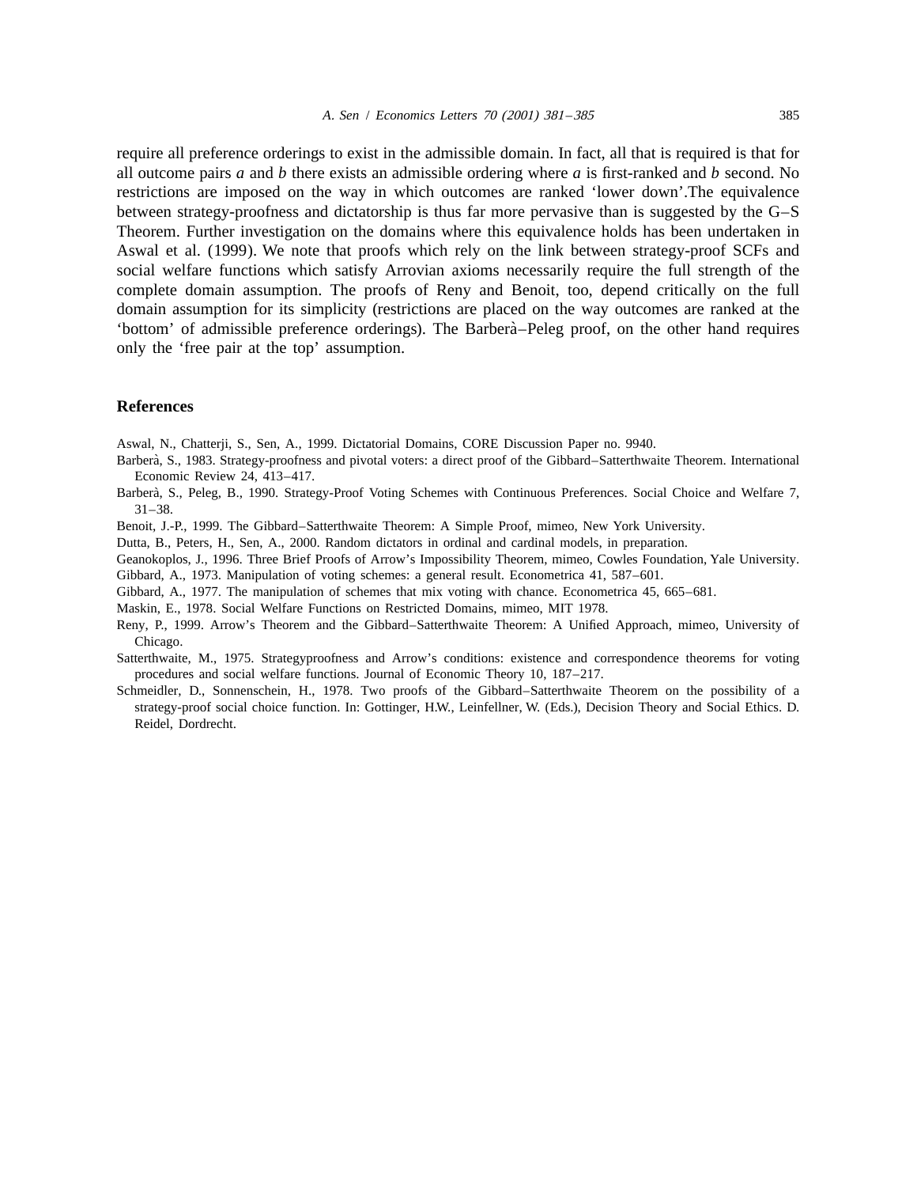require all preference orderings to exist in the admissible domain. In fact, all that is required is that for all outcome pairs *a* and *b* there exists an admissible ordering where *a* is first-ranked and *b* second. No restrictions are imposed on the way in which outcomes are ranked 'lower down'.The equivalence between strategy-proofness and dictatorship is thus far more pervasive than is suggested by the G–S Theorem. Further investigation on the domains where this equivalence holds has been undertaken in Aswal et al. (1999). We note that proofs which rely on the link between strategy-proof SCFs and social welfare functions which satisfy Arrovian axioms necessarily require the full strength of the complete domain assumption. The proofs of Reny and Benoit, too, depend critically on the full domain assumption for its simplicity (restrictions are placed on the way outcomes are ranked at the 'bottom' of admissible preference orderings). The Barberà–Peleg proof, on the other hand requires only the 'free pair at the top' assumption.

## References

Aswal, N., Chatterji, S., Sen, A., 1999. Dictatorial Domains, CORE Discussion Paper no. 9940.

Barberà, S., 1983. Strategy-proofness and pivotal voters: a direct proof of the Gibbard–Satterthwaite Theorem. International Economic Review 24, 413–417.

Barberà, S., Peleg, B., 1990. Strategy-Proof Voting Schemes with Continuous Preferences. Social Choice and Welfare 7, 31–38.

Benoit, J.-P., 1999. The Gibbard–Satterthwaite Theorem: A Simple Proof, mimeo, New York University.

Dutta, B., Peters, H., Sen, A., 2000. Random dictators in ordinal and cardinal models, in preparation.

Geanokoplos, J., 1996. Three Brief Proofs of Arrow's Impossibility Theorem, mimeo, Cowles Foundation, Yale University.

Gibbard, A., 1973. Manipulation of voting schemes: a general result. Econometrica 41, 587–601.

Gibbard, A., 1977. The manipulation of schemes that mix voting with chance. Econometrica 45, 665–681.

Maskin, E., 1978. Social Welfare Functions on Restricted Domains, mimeo, MIT 1978.

Reny, P., 1999. Arrow's Theorem and the Gibbard–Satterthwaite Theorem: A Unified Approach, mimeo, University of Chicago.

Satterthwaite, M., 1975. Strategyproofness and Arrow's conditions: existence and correspondence theorems for voting procedures and social welfare functions. Journal of Economic Theory 10, 187–217.

Schmeidler, D., Sonnenschein, H., 1978. Two proofs of the Gibbard–Satterthwaite Theorem on the possibility of a strategy-proof social choice function. In: Gottinger, H.W., Leinfellner, W. (Eds.), Decision Theory and Social Ethics. D. Reidel, Dordrecht.